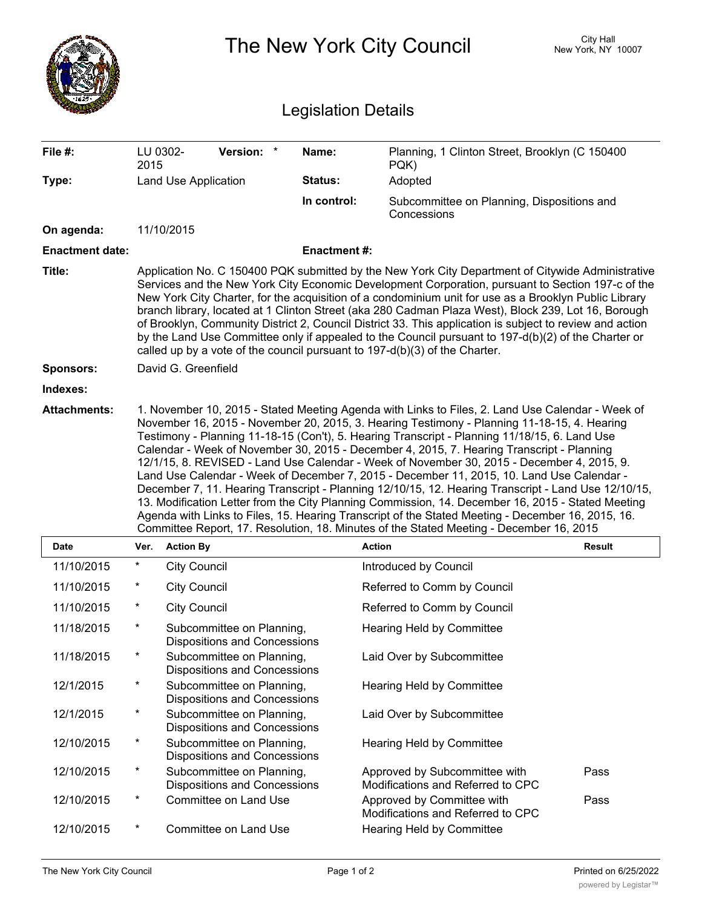# The New York City Council

City Hall
New York, NY 10007

## Legislation Details

| | | | |
|---|---|---|---|
| **File #:** | LU 0302-2015 **Version:** * | **Name:** | Planning, 1 Clinton Street, Brooklyn (C 150400 PQK) |
| **Type:** | Land Use Application | **Status:** | Adopted |
| | | **In control:** | Subcommittee on Planning, Dispositions and Concessions |
| **On agenda:** | 11/10/2015 | | |
| **Enactment date:** | | **Enactment #:** | |

**Title:** Application No. C 150400 PQK submitted by the New York City Department of Citywide Administrative Services and the New York City Economic Development Corporation, pursuant to Section 197-c of the New York City Charter, for the acquisition of a condominium unit for use as a Brooklyn Public Library branch library, located at 1 Clinton Street (aka 280 Cadman Plaza West), Block 239, Lot 16, Borough of Brooklyn, Community District 2, Council District 33. This application is subject to review and action by the Land Use Committee only if appealed to the Council pursuant to 197-d(b)(2) of the Charter or called up by a vote of the council pursuant to 197-d(b)(3) of the Charter.

**Sponsors:** David G. Greenfield

**Indexes:**

**Attachments:** 1. November 10, 2015 - Stated Meeting Agenda with Links to Files, 2. Land Use Calendar - Week of November 16, 2015 - November 20, 2015, 3. Hearing Testimony - Planning 11-18-15, 4. Hearing Testimony - Planning 11-18-15 (Con't), 5. Hearing Transcript - Planning 11/18/15, 6. Land Use Calendar - Week of November 30, 2015 - December 4, 2015, 7. Hearing Transcript - Planning 12/1/15, 8. REVISED - Land Use Calendar - Week of November 30, 2015 - December 4, 2015, 9. Land Use Calendar - Week of December 7, 2015 - December 11, 2015, 10. Land Use Calendar - December 7, 11. Hearing Transcript - Planning 12/10/15, 12. Hearing Transcript - Land Use 12/10/15, 13. Modification Letter from the City Planning Commission, 14. December 16, 2015 - Stated Meeting Agenda with Links to Files, 15. Hearing Transcript of the Stated Meeting - December 16, 2015, 16. Committee Report, 17. Resolution, 18. Minutes of the Stated Meeting - December 16, 2015

| Date | Ver. | Action By | Action | Result |
|---|---|---|---|---|
| 11/10/2015 | * | City Council | Introduced by Council | |
| 11/10/2015 | * | City Council | Referred to Comm by Council | |
| 11/10/2015 | * | City Council | Referred to Comm by Council | |
| 11/18/2015 | * | Subcommittee on Planning, Dispositions and Concessions | Hearing Held by Committee | |
| 11/18/2015 | * | Subcommittee on Planning, Dispositions and Concessions | Laid Over by Subcommittee | |
| 12/1/2015 | * | Subcommittee on Planning, Dispositions and Concessions | Hearing Held by Committee | |
| 12/1/2015 | * | Subcommittee on Planning, Dispositions and Concessions | Laid Over by Subcommittee | |
| 12/10/2015 | * | Subcommittee on Planning, Dispositions and Concessions | Hearing Held by Committee | |
| 12/10/2015 | * | Subcommittee on Planning, Dispositions and Concessions | Approved by Subcommittee with Modifications and Referred to CPC | Pass |
| 12/10/2015 | * | Committee on Land Use | Approved by Committee with Modifications and Referred to CPC | Pass |
| 12/10/2015 | * | Committee on Land Use | Hearing Held by Committee | |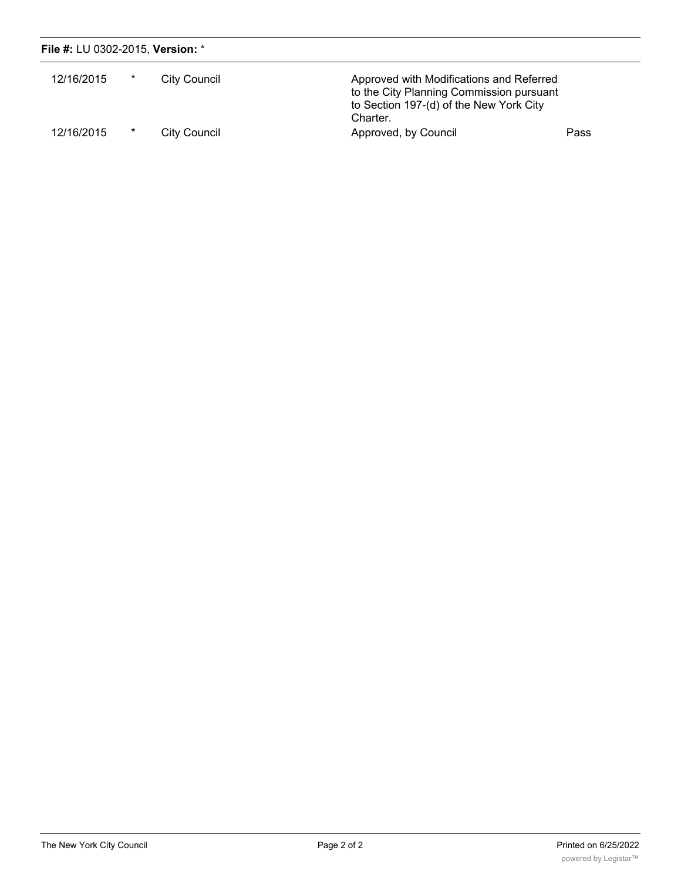**File #:** LU 0302-2015, **Version:** *

| | | | | |
|---|---|---|---|---|
| 12/16/2015 | * | City Council | Approved with Modifications and Referred to the City Planning Commission pursuant to Section 197-(d) of the New York City Charter. | |
| 12/16/2015 | * | City Council | Approved, by Council | Pass |